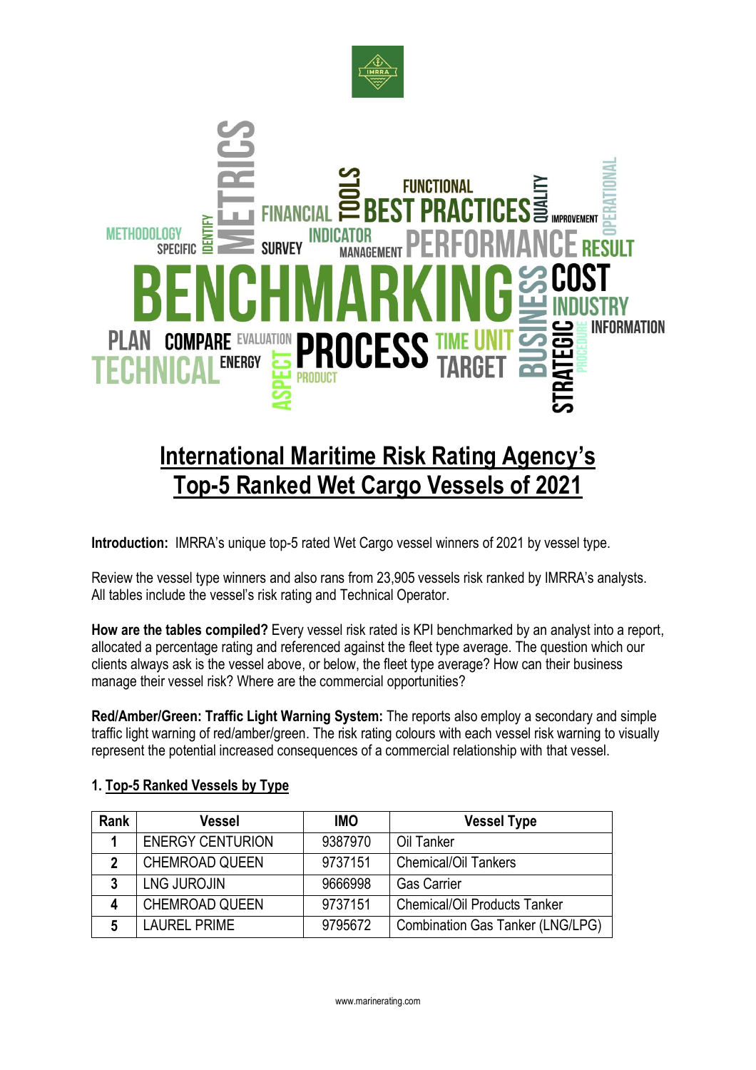# International Maritime Risk Rating Agency's Top-5 Ranked Wet Cargo Vessels of 2021

**Introduction:** IMRRA's unique top-5 rated Wet Cargo vessel winners of 2021 by vessel type.

Review the vessel type winners and also rans from 23,905 vessels risk ranked by IMRRA's analysts. All tables include the vessel's risk rating and Technical Operator.

**How are the tables compiled?** Every vessel risk rated is KPI benchmarked by an analyst into a report, allocated a percentage rating and referenced against the fleet type average. The question which our clients always ask is the vessel above, or below, the fleet type average? How can their business manage their vessel risk? Where are the commercial opportunities?

**Red/Amber/Green: Traffic Light Warning System:** The reports also employ a secondary and simple traffic light warning of red/amber/green. The risk rating colours with each vessel risk warning to visually represent the potential increased consequences of a commercial relationship with that vessel.

## 1. Top-5 Ranked Vessels by Type

| Rank | Vessel | IMO | Vessel Type |
|---|---|---|---|
| 1 | ENERGY CENTURION | 9387970 | Oil Tanker |
| 2 | CHEMROAD QUEEN | 9737151 | Chemical/Oil Tankers |
| 3 | LNG JUROJIN | 9666998 | Gas Carrier |
| 4 | CHEMROAD QUEEN | 9737151 | Chemical/Oil Products Tanker |
| 5 | LAUREL PRIME | 9795672 | Combination Gas Tanker (LNG/LPG) |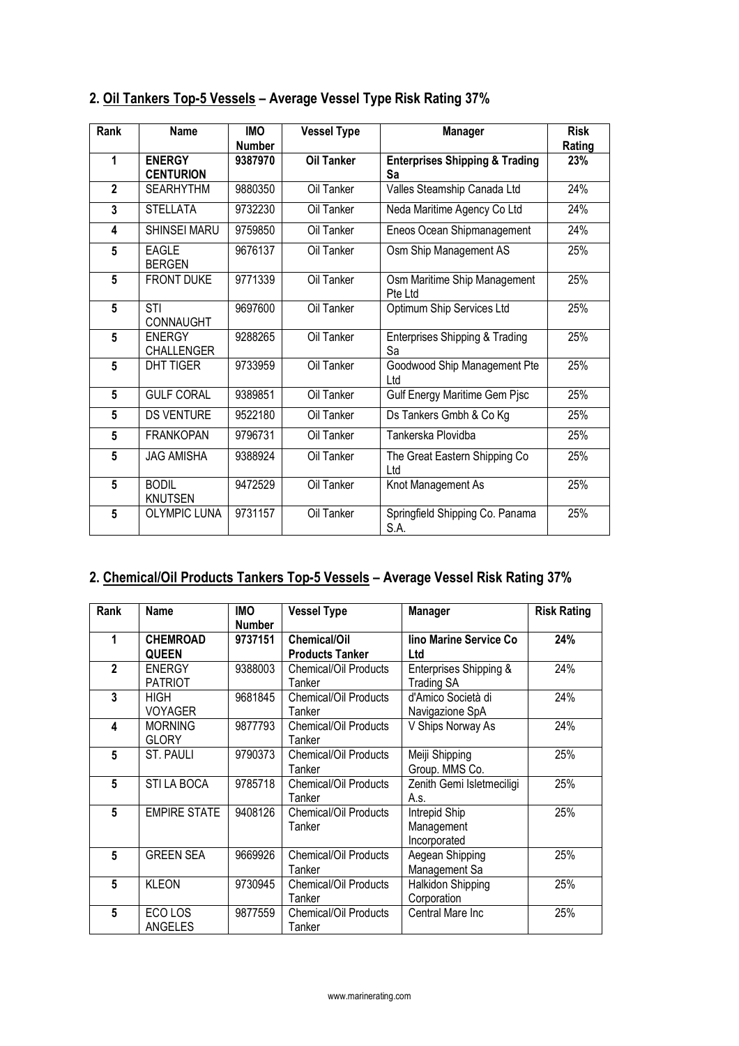## 2. <u>Oil Tankers Top-5 Vessels</u> – Average Vessel Type Risk Rating 37%

| Rank | Name | IMO Number | Vessel Type | Manager | Risk Rating |
|---|---|---|---|---|---|
| **1** | **ENERGY CENTURION** | **9387970** | **Oil Tanker** | **Enterprises Shipping & Trading Sa** | **23%** |
| **2** | SEARHYTHM | 9880350 | Oil Tanker | Valles Steamship Canada Ltd | 24% |
| **3** | STELLATA | 9732230 | Oil Tanker | Neda Maritime Agency Co Ltd | 24% |
| **4** | SHINSEI MARU | 9759850 | Oil Tanker | Eneos Ocean Shipmanagement | 24% |
| **5** | EAGLE BERGEN | 9676137 | Oil Tanker | Osm Ship Management AS | 25% |
| **5** | FRONT DUKE | 9771339 | Oil Tanker | Osm Maritime Ship Management Pte Ltd | 25% |
| **5** | STI CONNAUGHT | 9697600 | Oil Tanker | Optimum Ship Services Ltd | 25% |
| **5** | ENERGY CHALLENGER | 9288265 | Oil Tanker | Enterprises Shipping & Trading Sa | 25% |
| **5** | DHT TIGER | 9733959 | Oil Tanker | Goodwood Ship Management Pte Ltd | 25% |
| **5** | GULF CORAL | 9389851 | Oil Tanker | Gulf Energy Maritime Gem Pjsc | 25% |
| **5** | DS VENTURE | 9522180 | Oil Tanker | Ds Tankers Gmbh & Co Kg | 25% |
| **5** | FRANKOPAN | 9796731 | Oil Tanker | Tankerska Plovidba | 25% |
| **5** | JAG AMISHA | 9388924 | Oil Tanker | The Great Eastern Shipping Co Ltd | 25% |
| **5** | BODIL KNUTSEN | 9472529 | Oil Tanker | Knot Management As | 25% |
| **5** | OLYMPIC LUNA | 9731157 | Oil Tanker | Springfield Shipping Co. Panama S.A. | 25% |

## 2. <u>Chemical/Oil Products Tankers Top-5 Vessels</u> – Average Vessel Risk Rating 37%

| Rank | Name | IMO Number | Vessel Type | Manager | Risk Rating |
|---|---|---|---|---|---|
| **1** | **CHEMROAD QUEEN** | **9737151** | **Chemical/Oil Products Tanker** | **Iino Marine Service Co Ltd** | **24%** |
| **2** | ENERGY PATRIOT | 9388003 | Chemical/Oil Products Tanker | Enterprises Shipping & Trading SA | 24% |
| **3** | HIGH VOYAGER | 9681845 | Chemical/Oil Products Tanker | d'Amico Società di Navigazione SpA | 24% |
| **4** | MORNING GLORY | 9877793 | Chemical/Oil Products Tanker | V Ships Norway As | 24% |
| **5** | ST. PAULI | 9790373 | Chemical/Oil Products Tanker | Meiji Shipping Group. MMS Co. | 25% |
| **5** | STI LA BOCA | 9785718 | Chemical/Oil Products Tanker | Zenith Gemi Isletmeciligi A.s. | 25% |
| **5** | EMPIRE STATE | 9408126 | Chemical/Oil Products Tanker | Intrepid Ship Management Incorporated | 25% |
| **5** | GREEN SEA | 9669926 | Chemical/Oil Products Tanker | Aegean Shipping Management Sa | 25% |
| **5** | KLEON | 9730945 | Chemical/Oil Products Tanker | Halkidon Shipping Corporation | 25% |
| **5** | ECO LOS ANGELES | 9877559 | Chemical/Oil Products Tanker | Central Mare Inc | 25% |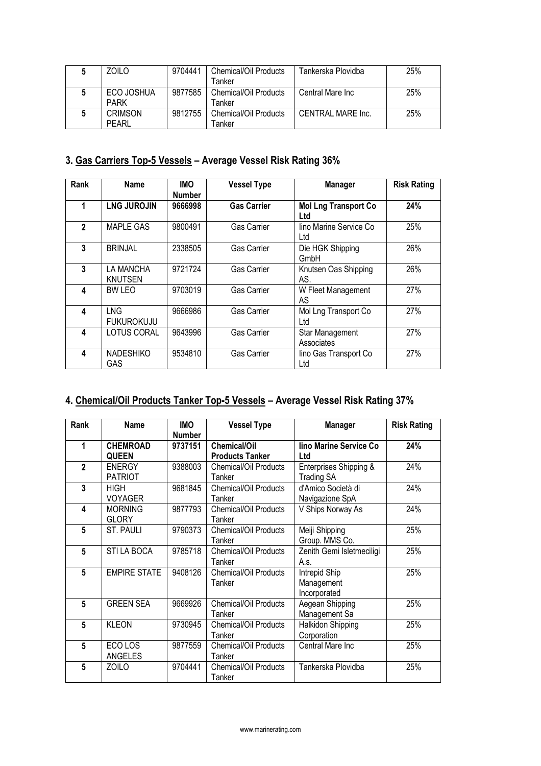| 5 | ZOILO | 9704441 | Chemical/Oil Products Tanker | Tankerska Plovidba | 25% |
|---|---|---|---|---|---|
| 5 | ECO JOSHUA PARK | 9877585 | Chemical/Oil Products Tanker | Central Mare Inc | 25% |
| 5 | CRIMSON PEARL | 9812755 | Chemical/Oil Products Tanker | CENTRAL MARE Inc. | 25% |

## 3. Gas Carriers Top-5 Vessels – Average Vessel Risk Rating 36%

| Rank | Name | IMO Number | Vessel Type | Manager | Risk Rating |
|---|---|---|---|---|---|
| **1** | **LNG JUROJIN** | **9666998** | **Gas Carrier** | **Mol Lng Transport Co Ltd** | **24%** |
| **2** | MAPLE GAS | 9800491 | Gas Carrier | Iino Marine Service Co Ltd | 25% |
| **3** | BRINJAL | 2338505 | Gas Carrier | Die HGK Shipping GmbH | 26% |
| **3** | LA MANCHA KNUTSEN | 9721724 | Gas Carrier | Knutsen Oas Shipping AS. | 26% |
| **4** | BW LEO | 9703019 | Gas Carrier | W Fleet Management AS | 27% |
| **4** | LNG FUKUROKUJU | 9666986 | Gas Carrier | Mol Lng Transport Co Ltd | 27% |
| **4** | LOTUS CORAL | 9643996 | Gas Carrier | Star Management Associates | 27% |
| **4** | NADESHIKO GAS | 9534810 | Gas Carrier | Iino Gas Transport Co Ltd | 27% |

## 4. Chemical/Oil Products Tanker Top-5 Vessels – Average Vessel Risk Rating 37%

| Rank | Name | IMO Number | Vessel Type | Manager | Risk Rating |
|---|---|---|---|---|---|
| **1** | **CHEMROAD QUEEN** | **9737151** | **Chemical/Oil Products Tanker** | **Iino Marine Service Co Ltd** | **24%** |
| **2** | ENERGY PATRIOT | 9388003 | Chemical/Oil Products Tanker | Enterprises Shipping & Trading SA | 24% |
| **3** | HIGH VOYAGER | 9681845 | Chemical/Oil Products Tanker | d'Amico Società di Navigazione SpA | 24% |
| **4** | MORNING GLORY | 9877793 | Chemical/Oil Products Tanker | V Ships Norway As | 24% |
| **5** | ST. PAULI | 9790373 | Chemical/Oil Products Tanker | Meiji Shipping Group. MMS Co. | 25% |
| **5** | STI LA BOCA | 9785718 | Chemical/Oil Products Tanker | Zenith Gemi Isletmeciligi A.s. | 25% |
| **5** | EMPIRE STATE | 9408126 | Chemical/Oil Products Tanker | Intrepid Ship Management Incorporated | 25% |
| **5** | GREEN SEA | 9669926 | Chemical/Oil Products Tanker | Aegean Shipping Management Sa | 25% |
| **5** | KLEON | 9730945 | Chemical/Oil Products Tanker | Halkidon Shipping Corporation | 25% |
| **5** | ECO LOS ANGELES | 9877559 | Chemical/Oil Products Tanker | Central Mare Inc | 25% |
| **5** | ZOILO | 9704441 | Chemical/Oil Products Tanker | Tankerska Plovidba | 25% |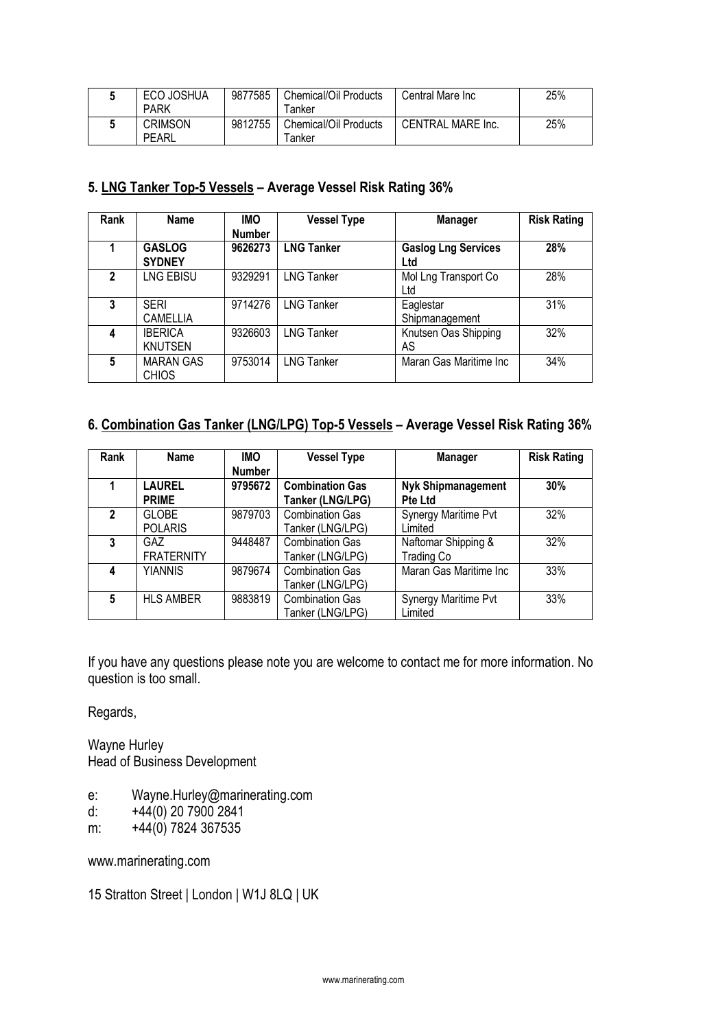| | | | | | |
|---|---|---|---|---|---|
| 5 | ECO JOSHUA PARK | 9877585 | Chemical/Oil Products Tanker | Central Mare Inc | 25% |
| 5 | CRIMSON PEARL | 9812755 | Chemical/Oil Products Tanker | CENTRAL MARE Inc. | 25% |

## 5. LNG Tanker Top-5 Vessels – Average Vessel Risk Rating 36%

| Rank | Name | IMO Number | Vessel Type | Manager | Risk Rating |
|---|---|---|---|---|---|
| **1** | **GASLOG SYDNEY** | **9626273** | **LNG Tanker** | **Gaslog Lng Services Ltd** | **28%** |
| **2** | LNG EBISU | 9329291 | LNG Tanker | Mol Lng Transport Co Ltd | 28% |
| **3** | SERI CAMELLIA | 9714276 | LNG Tanker | Eaglestar Shipmanagement | 31% |
| **4** | IBERICA KNUTSEN | 9326603 | LNG Tanker | Knutsen Oas Shipping AS | 32% |
| **5** | MARAN GAS CHIOS | 9753014 | LNG Tanker | Maran Gas Maritime Inc | 34% |

## 6. Combination Gas Tanker (LNG/LPG) Top-5 Vessels – Average Vessel Risk Rating 36%

| Rank | Name | IMO Number | Vessel Type | Manager | Risk Rating |
|---|---|---|---|---|---|
| **1** | **LAUREL PRIME** | **9795672** | **Combination Gas Tanker (LNG/LPG)** | **Nyk Shipmanagement Pte Ltd** | **30%** |
| **2** | GLOBE POLARIS | 9879703 | Combination Gas Tanker (LNG/LPG) | Synergy Maritime Pvt Limited | 32% |
| **3** | GAZ FRATERNITY | 9448487 | Combination Gas Tanker (LNG/LPG) | Naftomar Shipping & Trading Co | 32% |
| **4** | YIANNIS | 9879674 | Combination Gas Tanker (LNG/LPG) | Maran Gas Maritime Inc | 33% |
| **5** | HLS AMBER | 9883819 | Combination Gas Tanker (LNG/LPG) | Synergy Maritime Pvt Limited | 33% |

If you have any questions please note you are welcome to contact me for more information. No question is too small.

Regards,

Wayne Hurley
Head of Business Development

e: Wayne.Hurley@marinerating.com
d: +44(0) 20 7900 2841
m: +44(0) 7824 367535

www.marinerating.com

15 Stratton Street | London | W1J 8LQ | UK